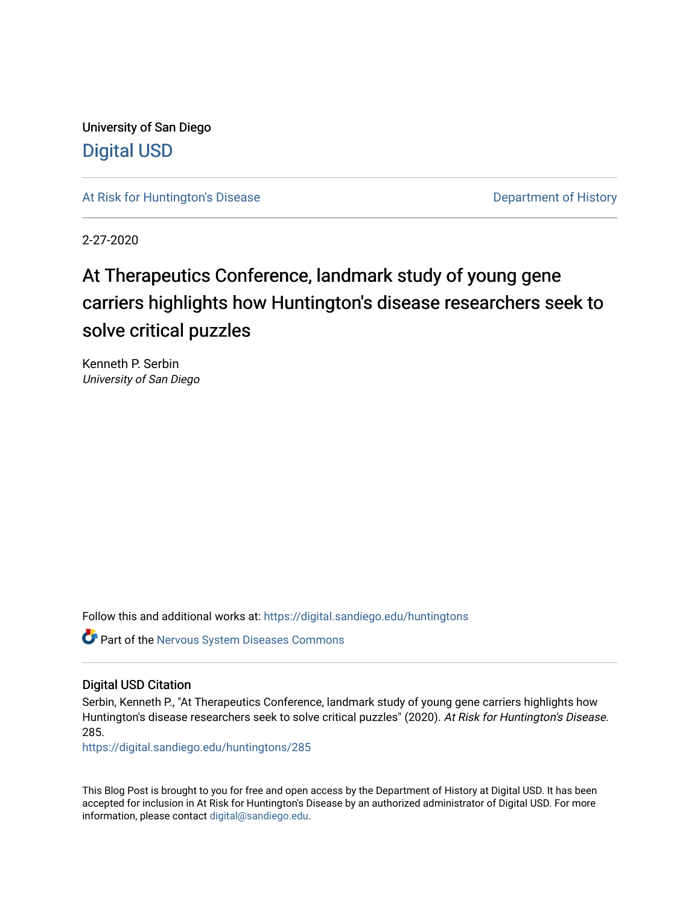University of San Diego

Digital USD

At Risk for Huntington's Disease

Department of History

2-27-2020

# At Therapeutics Conference, landmark study of young gene carriers highlights how Huntington's disease researchers seek to solve critical puzzles

Kenneth P. Serbin

*University of San Diego*

Follow this and additional works at: https://digital.sandiego.edu/huntingtons

Part of the Nervous System Diseases Commons

## Digital USD Citation

Serbin, Kenneth P., "At Therapeutics Conference, landmark study of young gene carriers highlights how Huntington's disease researchers seek to solve critical puzzles" (2020). *At Risk for Huntington's Disease*. 285.

https://digital.sandiego.edu/huntingtons/285

This Blog Post is brought to you for free and open access by the Department of History at Digital USD. It has been accepted for inclusion in At Risk for Huntington's Disease by an authorized administrator of Digital USD. For more information, please contact digital@sandiego.edu.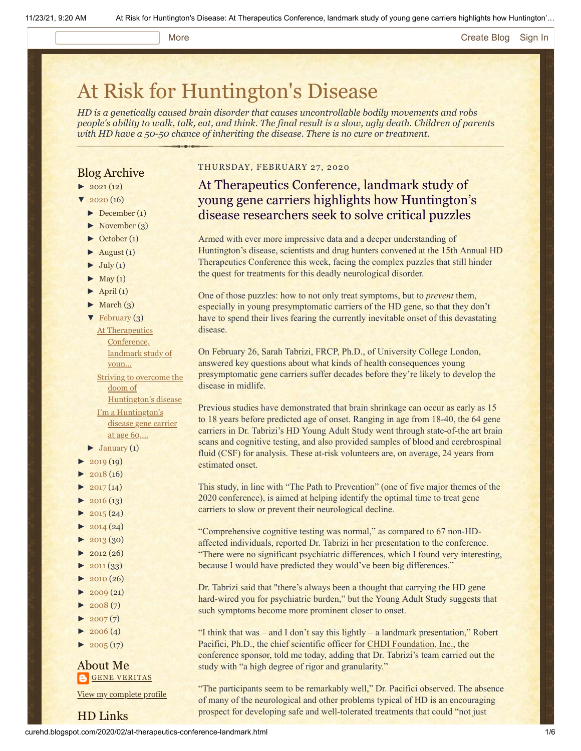More Create Blog Sign In

# At Risk for Huntington's Disease

*HD is a genetically caused brain disorder that causes uncontrollable bodily movements and robs people's ability to walk, talk, eat, and think. The final result is a slow, ugly death. Children of parents with HD have a 50-50 chance of inheriting the disease. There is no cure or treatment.*

## Blog Archive

- ► 2021 (12)
- ▼ 2020 (16)
  - ► December (1)
  - ► November (3)
  - ► October (1)
  - ► August (1)
  - ► July (1)
  - ► May (1)
  - ► April (1)
  - ► March (3)
  - ▼ February (3)
    - At Therapeutics Conference, landmark study of youn...
    - Striving to overcome the doom of Huntington's disease
    - I'm a Huntington's disease gene carrier at age 60,...
  - ► January (1)
- ► 2019 (19)
- ► 2018 (16)
- ► 2017 (14)
- ► 2016 (13)
- ► 2015 (24)
- ► 2014 (24)
- ► 2013 (30)
- ► 2012 (26)
- ► 2011 (33)
- ► 2010 (26)
- ► 2009 (21)
- ► 2008 (7)
- ► 2007 (7)
- ► 2006 (4)
- ► 2005 (17)

## About Me

GENE VERITAS

View my complete profile

## HD Links

THURSDAY, FEBRUARY 27, 2020

## At Therapeutics Conference, landmark study of young gene carriers highlights how Huntington's disease researchers seek to solve critical puzzles

Armed with ever more impressive data and a deeper understanding of Huntington's disease, scientists and drug hunters convened at the 15th Annual HD Therapeutics Conference this week, facing the complex puzzles that still hinder the quest for treatments for this deadly neurological disorder.

One of those puzzles: how to not only treat symptoms, but to *prevent* them, especially in young presymptomatic carriers of the HD gene, so that they don't have to spend their lives fearing the currently inevitable onset of this devastating disease.

On February 26, Sarah Tabrizi, FRCP, Ph.D., of University College London, answered key questions about what kinds of health consequences young presymptomatic gene carriers suffer decades before they're likely to develop the disease in midlife.

Previous studies have demonstrated that brain shrinkage can occur as early as 15 to 18 years before predicted age of onset. Ranging in age from 18-40, the 64 gene carriers in Dr. Tabrizi's HD Young Adult Study went through state-of-the art brain scans and cognitive testing, and also provided samples of blood and cerebrospinal fluid (CSF) for analysis. These at-risk volunteers are, on average, 24 years from estimated onset.

This study, in line with "The Path to Prevention" (one of five major themes of the 2020 conference), is aimed at helping identify the optimal time to treat gene carriers to slow or prevent their neurological decline.

"Comprehensive cognitive testing was normal," as compared to 67 non-HD-affected individuals, reported Dr. Tabrizi in her presentation to the conference. "There were no significant psychiatric differences, which I found very interesting, because I would have predicted they would've been big differences."

Dr. Tabrizi said that "there's always been a thought that carrying the HD gene hard-wired you for psychiatric burden," but the Young Adult Study suggests that such symptoms become more prominent closer to onset.

"I think that was – and I don't say this lightly – a landmark presentation," Robert Pacifici, Ph.D., the chief scientific officer for CHDI Foundation, Inc., the conference sponsor, told me today, adding that Dr. Tabrizi's team carried out the study with "a high degree of rigor and granularity."

"The participants seem to be remarkably well," Dr. Pacifici observed. The absence of many of the neurological and other problems typical of HD is an encouraging prospect for developing safe and well-tolerated treatments that could "not just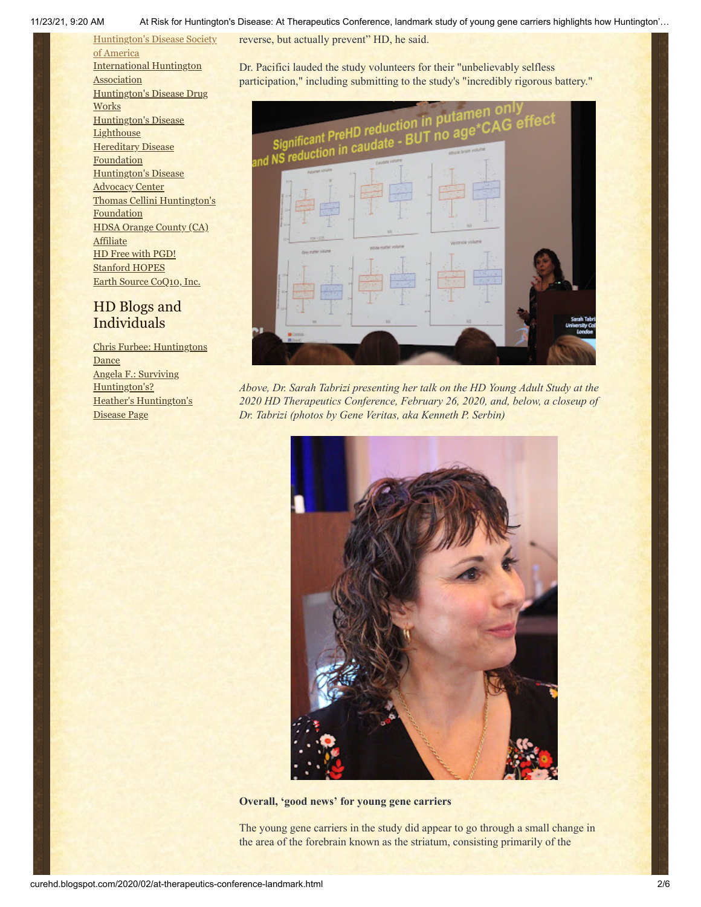Huntington's Disease Society of America
International Huntington Association
Huntington's Disease Drug Works
Huntington's Disease Lighthouse
Hereditary Disease Foundation
Huntington's Disease Advocacy Center
Thomas Cellini Huntington's Foundation
HDSA Orange County (CA) Affiliate
HD Free with PGD!
Stanford HOPES
Earth Source CoQ10, Inc.

## HD Blogs and Individuals

Chris Furbee: Huntingtons Dance
Angela F.: Surviving Huntington's?
Heather's Huntington's Disease Page

reverse, but actually prevent" HD, he said.

Dr. Pacifici lauded the study volunteers for their "unbelievably selfless participation," including submitting to the study's "incredibly rigorous battery."

*Above, Dr. Sarah Tabrizi presenting her talk on the HD Young Adult Study at the 2020 HD Therapeutics Conference, February 26, 2020, and, below, a closeup of Dr. Tabrizi (photos by Gene Veritas, aka Kenneth P. Serbin)*

**Overall, 'good news' for young gene carriers**

The young gene carriers in the study did appear to go through a small change in the area of the forebrain known as the striatum, consisting primarily of the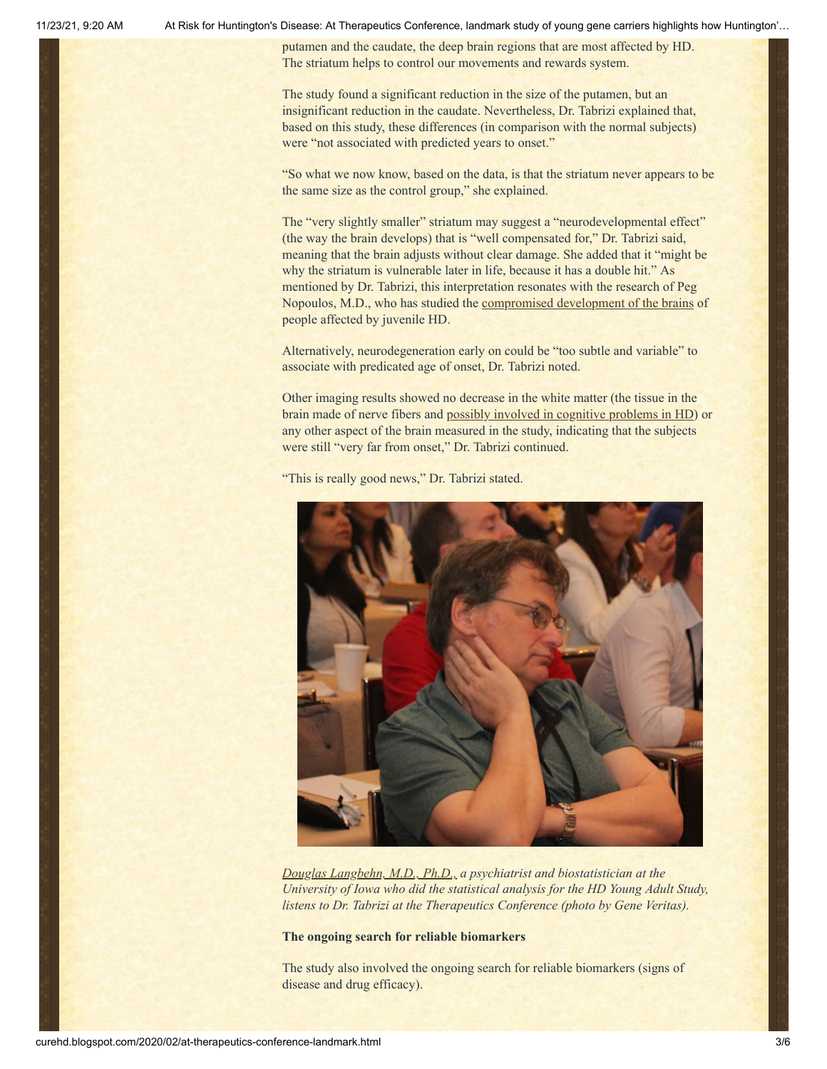putamen and the caudate, the deep brain regions that are most affected by HD. The striatum helps to control our movements and rewards system.

The study found a significant reduction in the size of the putamen, but an insignificant reduction in the caudate. Nevertheless, Dr. Tabrizi explained that, based on this study, these differences (in comparison with the normal subjects) were "not associated with predicted years to onset."

"So what we now know, based on the data, is that the striatum never appears to be the same size as the control group," she explained.

The "very slightly smaller" striatum may suggest a "neurodevelopmental effect" (the way the brain develops) that is "well compensated for," Dr. Tabrizi said, meaning that the brain adjusts without clear damage. She added that it "might be why the striatum is vulnerable later in life, because it has a double hit." As mentioned by Dr. Tabrizi, this interpretation resonates with the research of Peg Nopoulos, M.D., who has studied the compromised development of the brains of people affected by juvenile HD.

Alternatively, neurodegeneration early on could be "too subtle and variable" to associate with predicated age of onset, Dr. Tabrizi noted.

Other imaging results showed no decrease in the white matter (the tissue in the brain made of nerve fibers and possibly involved in cognitive problems in HD) or any other aspect of the brain measured in the study, indicating that the subjects were still "very far from onset," Dr. Tabrizi continued.

"This is really good news," Dr. Tabrizi stated.

*Douglas Langbehn, M.D., Ph.D., a psychiatrist and biostatistician at the University of Iowa who did the statistical analysis for the HD Young Adult Study, listens to Dr. Tabrizi at the Therapeutics Conference (photo by Gene Veritas).*

**The ongoing search for reliable biomarkers**

The study also involved the ongoing search for reliable biomarkers (signs of disease and drug efficacy).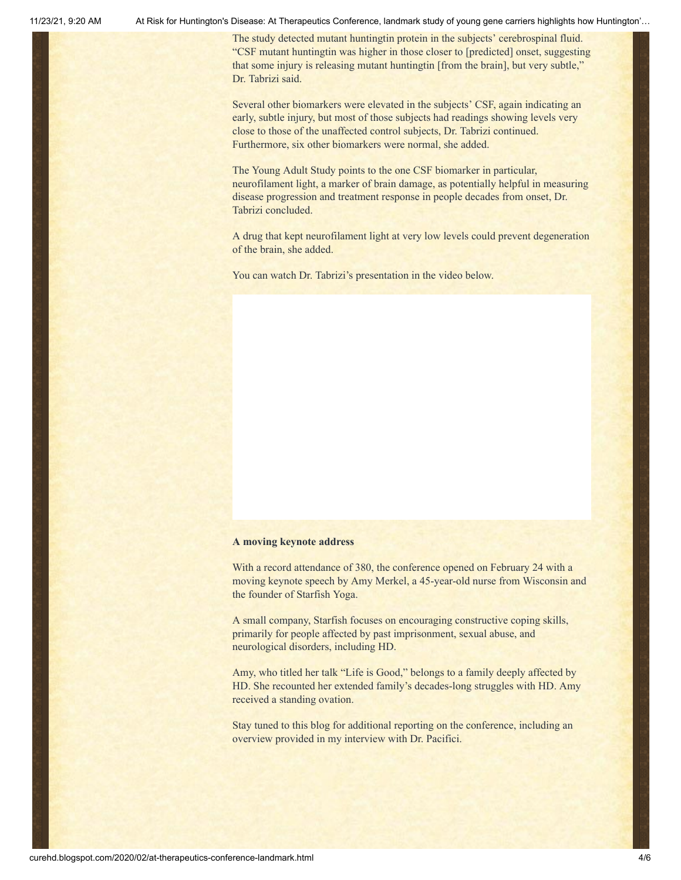The study detected mutant huntingtin protein in the subjects' cerebrospinal fluid. "CSF mutant huntingtin was higher in those closer to [predicted] onset, suggesting that some injury is releasing mutant huntingtin [from the brain], but very subtle," Dr. Tabrizi said.

Several other biomarkers were elevated in the subjects' CSF, again indicating an early, subtle injury, but most of those subjects had readings showing levels very close to those of the unaffected control subjects, Dr. Tabrizi continued. Furthermore, six other biomarkers were normal, she added.

The Young Adult Study points to the one CSF biomarker in particular, neurofilament light, a marker of brain damage, as potentially helpful in measuring disease progression and treatment response in people decades from onset, Dr. Tabrizi concluded.

A drug that kept neurofilament light at very low levels could prevent degeneration of the brain, she added.

You can watch Dr. Tabrizi's presentation in the video below.

**A moving keynote address**

With a record attendance of 380, the conference opened on February 24 with a moving keynote speech by Amy Merkel, a 45-year-old nurse from Wisconsin and the founder of Starfish Yoga.

A small company, Starfish focuses on encouraging constructive coping skills, primarily for people affected by past imprisonment, sexual abuse, and neurological disorders, including HD.

Amy, who titled her talk "Life is Good," belongs to a family deeply affected by HD. She recounted her extended family's decades-long struggles with HD. Amy received a standing ovation.

Stay tuned to this blog for additional reporting on the conference, including an overview provided in my interview with Dr. Pacifici.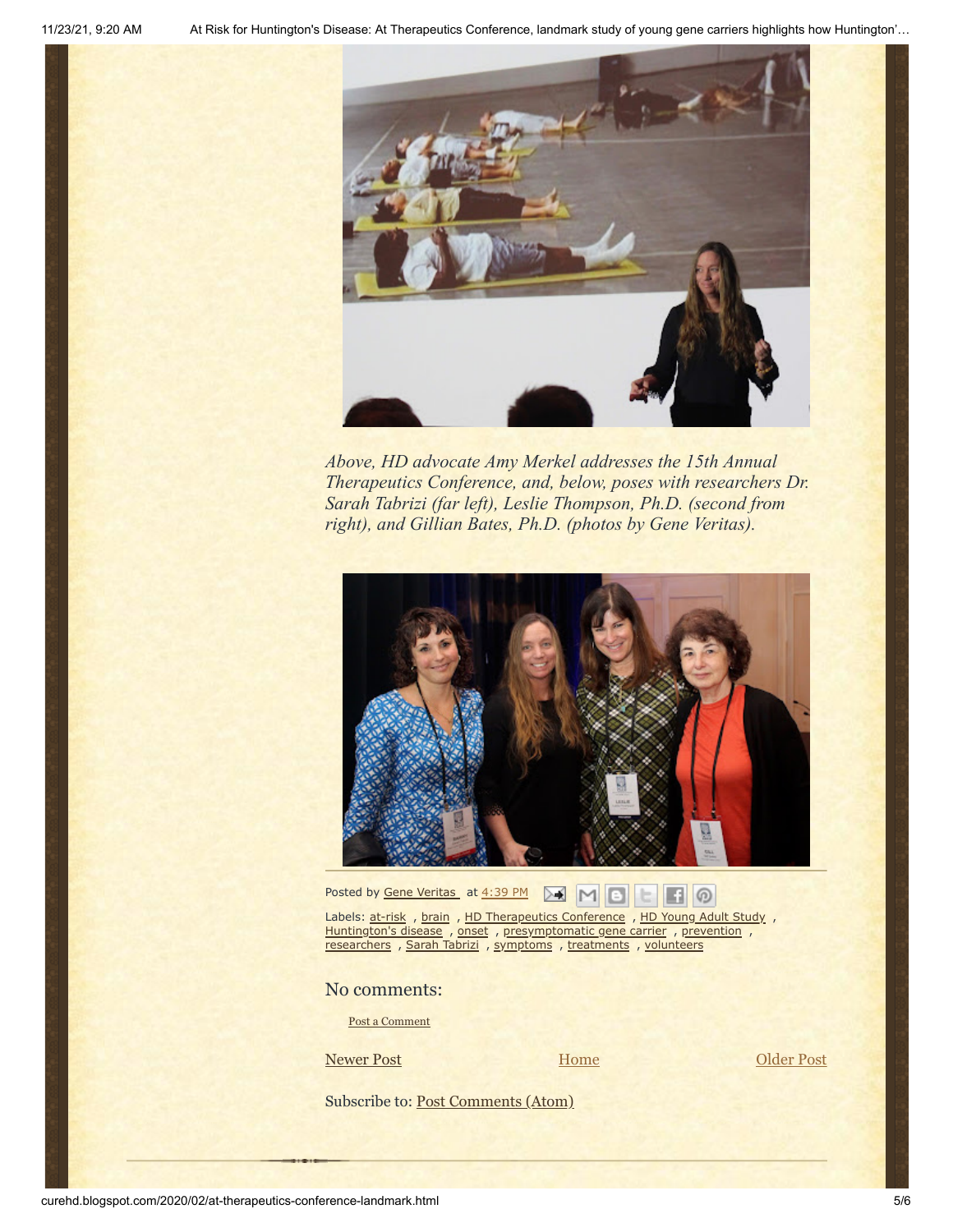*Above, HD advocate Amy Merkel addresses the 15th Annual Therapeutics Conference, and, below, poses with researchers Dr. Sarah Tabrizi (far left), Leslie Thompson, Ph.D. (second from right), and Gillian Bates, Ph.D. (photos by Gene Veritas).*

Posted by Gene Veritas at 4:39 PM

Labels: at-risk, brain, HD Therapeutics Conference, HD Young Adult Study, Huntington's disease, onset, presymptomatic gene carrier, prevention, researchers, Sarah Tabrizi, symptoms, treatments, volunteers

## No comments:

Post a Comment

Newer Post | Home | Older Post

Subscribe to: Post Comments (Atom)